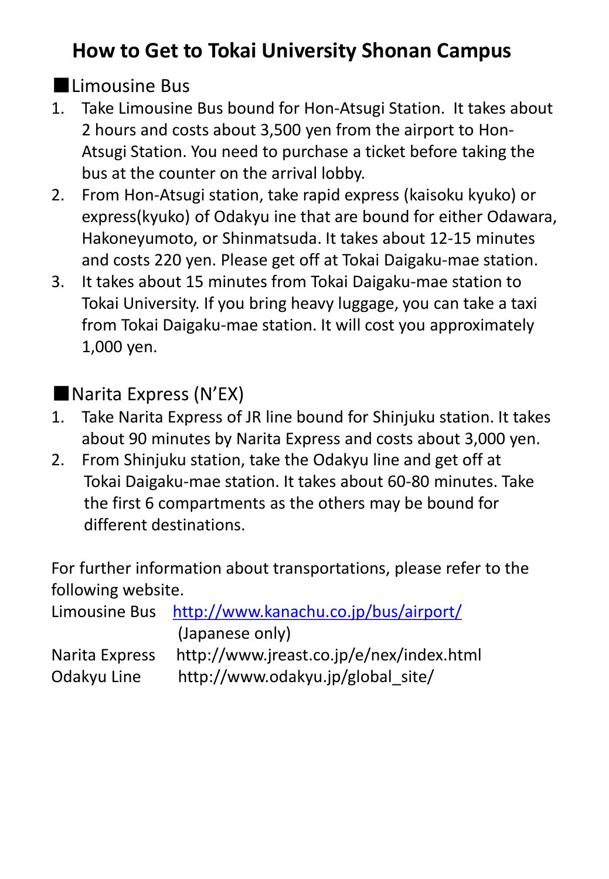# How to Get to Tokai University Shonan Campus

■Limousine Bus

1. Take Limousine Bus bound for Hon-Atsugi Station. It takes about 2 hours and costs about 3,500 yen from the airport to Hon-Atsugi Station. You need to purchase a ticket before taking the bus at the counter on the arrival lobby.
2. From Hon-Atsugi station, take rapid express (kaisoku kyuko) or express(kyuko) of Odakyu ine that are bound for either Odawara, Hakoneyumoto, or Shinmatsuda. It takes about 12-15 minutes and costs 220 yen. Please get off at Tokai Daigaku-mae station.
3. It takes about 15 minutes from Tokai Daigaku-mae station to Tokai University. If you bring heavy luggage, you can take a taxi from Tokai Daigaku-mae station. It will cost you approximately 1,000 yen.

■Narita Express (N'EX)

1. Take Narita Express of JR line bound for Shinjuku station. It takes about 90 minutes by Narita Express and costs about 3,000 yen.
2. From Shinjuku station, take the Odakyu line and get off at Tokai Daigaku-mae station. It takes about 60-80 minutes. Take the first 6 compartments as the others may be bound for different destinations.

For further information about transportations, please refer to the following website.

Limousine Bus http://www.kanachu.co.jp/bus/airport/ (Japanese only)
Narita Express http://www.jreast.co.jp/e/nex/index.html
Odakyu Line http://www.odakyu.jp/global_site/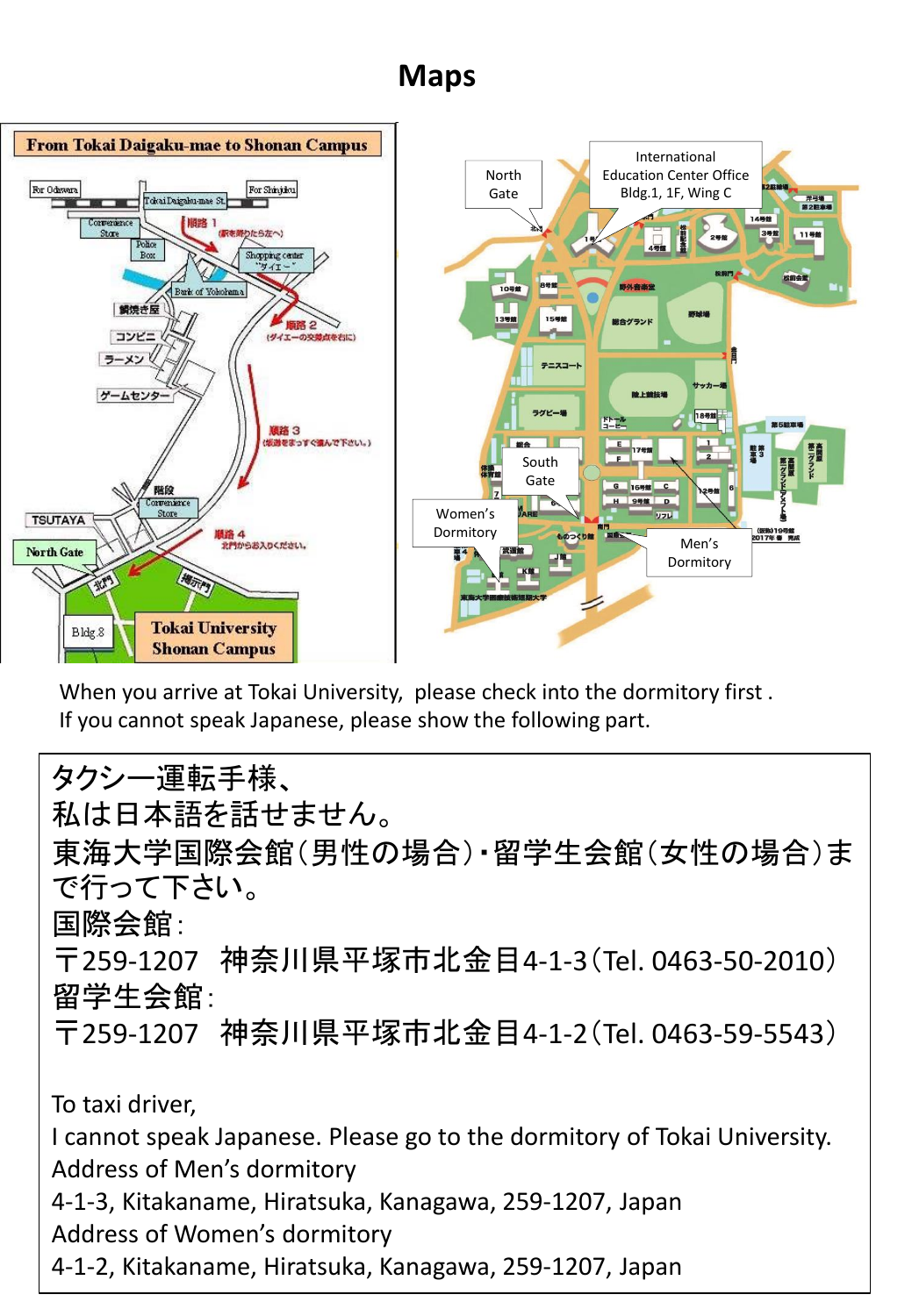# Maps

From Tokai Daigaku-mae to Shonan Campus

For Odawara

Tokai Daigaku-mae St.

For Shinjuku

Convenience Store

Police Box

順路 1 (駅を降りたら左へ)

Shopping center "ダイエー"

Bank of Yokohama

鯛焼き屋

コンビニ

ラーメン

ゲームセンター

順路 2 (ダイエーの交差点を右に)

順路 3 (坂道をまっすぐ進んで下さい。)

階段

Convenience Store

TSUTAYA

North Gate

順路 4 北門からお入りください。

北門

掲示門

Bldg.8

Tokai University Shonan Campus

North Gate

International Education Center Office Bldg.1, 1F, Wing C

South Gate

Women's Dormitory

Men's Dormitory

When you arrive at Tokai University, please check into the dormitory first .
If you cannot speak Japanese, please show the following part.

タクシー運転手様、
私は日本語を話せません。
東海大学国際会館（男性の場合）・留学生会館（女性の場合）まで行って下さい。
国際会館：
〒259-1207　神奈川県平塚市北金目4-1-3（Tel. 0463-50-2010）
留学生会館：
〒259-1207　神奈川県平塚市北金目4-1-2（Tel. 0463-59-5543）

To taxi driver,
I cannot speak Japanese. Please go to the dormitory of Tokai University.
Address of Men's dormitory
4-1-3, Kitakaname, Hiratsuka, Kanagawa, 259-1207, Japan
Address of Women's dormitory
4-1-2, Kitakaname, Hiratsuka, Kanagawa, 259-1207, Japan